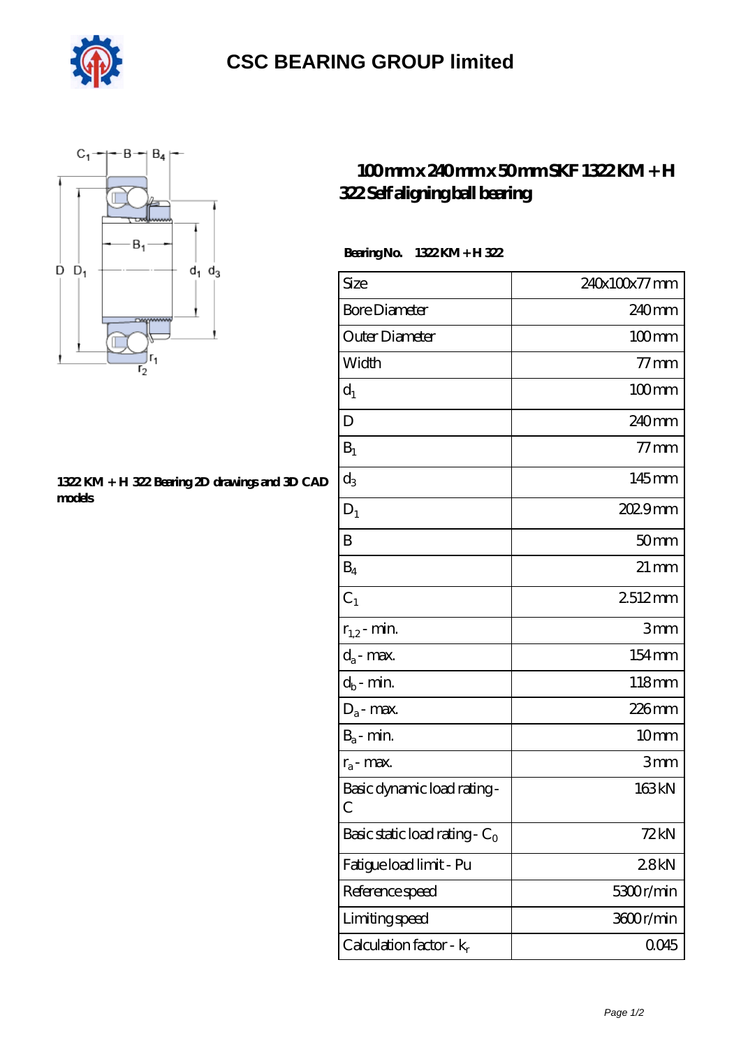# CSC BEARING GROUP limited

## 100 mm x 240 mm x 50 mm SKF 1322 KM + H 322 Self aligning ball bearing

1322 KM + H 322 Bearing 2D drawings and 3D CAD models

**Bearing No.** 1322 KM + H 322

| Size | 240x100x77 mm |
|---|---|
| Bore Diameter | 240 mm |
| Outer Diameter | 100 mm |
| Width | 77 mm |
| $d_1$ | 100 mm |
| D | 240 mm |
| $B_1$ | 77 mm |
| $d_3$ | 145 mm |
| $D_1$ | 202.9 mm |
| B | 50 mm |
| $B_4$ | 21 mm |
| $C_1$ | 2.512 mm |
| $r_{1,2}$ - min. | 3 mm |
| $d_a$ - max. | 154 mm |
| $d_b$ - min. | 118 mm |
| $D_a$ - max. | 226 mm |
| $B_a$ - min. | 10 mm |
| $r_a$ - max. | 3 mm |
| Basic dynamic load rating - C | 163 kN |
| Basic static load rating - $C_0$ | 72 kN |
| Fatigue load limit - Pu | 2.8 kN |
| Reference speed | 5300 r/min |
| Limiting speed | 3600 r/min |
| Calculation factor - $k_r$ | 0.045 |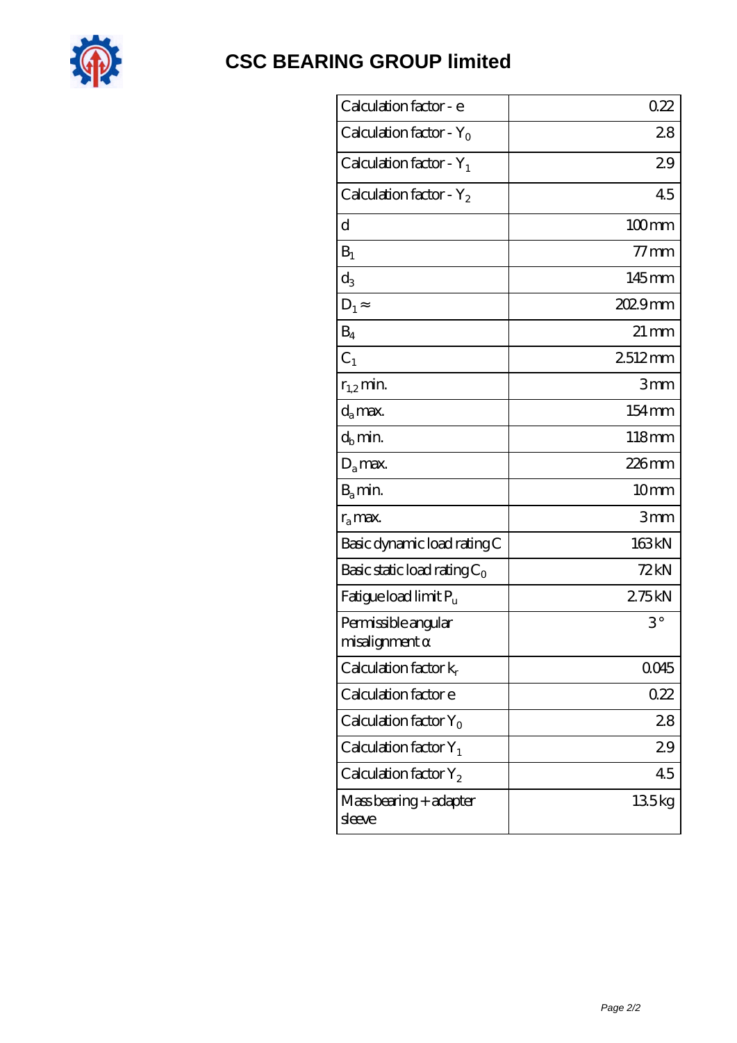# CSC BEARING GROUP limited

| | |
|---|---|
| Calculation factor - e | 0.22 |
| Calculation factor - $Y_0$ | 2.8 |
| Calculation factor - $Y_1$ | 2.9 |
| Calculation factor - $Y_2$ | 4.5 |
| d | 100 mm |
| $B_1$ | 77 mm |
| $d_3$ | 145 mm |
| $D_1 \approx$ | 202.9 mm |
| $B_4$ | 21 mm |
| $C_1$ | 2.512 mm |
| $r_{1,2}$ min. | 3 mm |
| $d_a$ max. | 154 mm |
| $d_b$ min. | 118 mm |
| $D_a$ max. | 226 mm |
| $B_a$ min. | 10 mm |
| $r_a$ max. | 3 mm |
| Basic dynamic load rating C | 163 kN |
| Basic static load rating $C_0$ | 72 kN |
| Fatigue load limit $P_u$ | 2.75 kN |
| Permissible angular misalignment α | 3 ° |
| Calculation factor $k_r$ | 0.045 |
| Calculation factor e | 0.22 |
| Calculation factor $Y_0$ | 2.8 |
| Calculation factor $Y_1$ | 2.9 |
| Calculation factor $Y_2$ | 4.5 |
| Mass bearing + adapter sleeve | 13.5 kg |